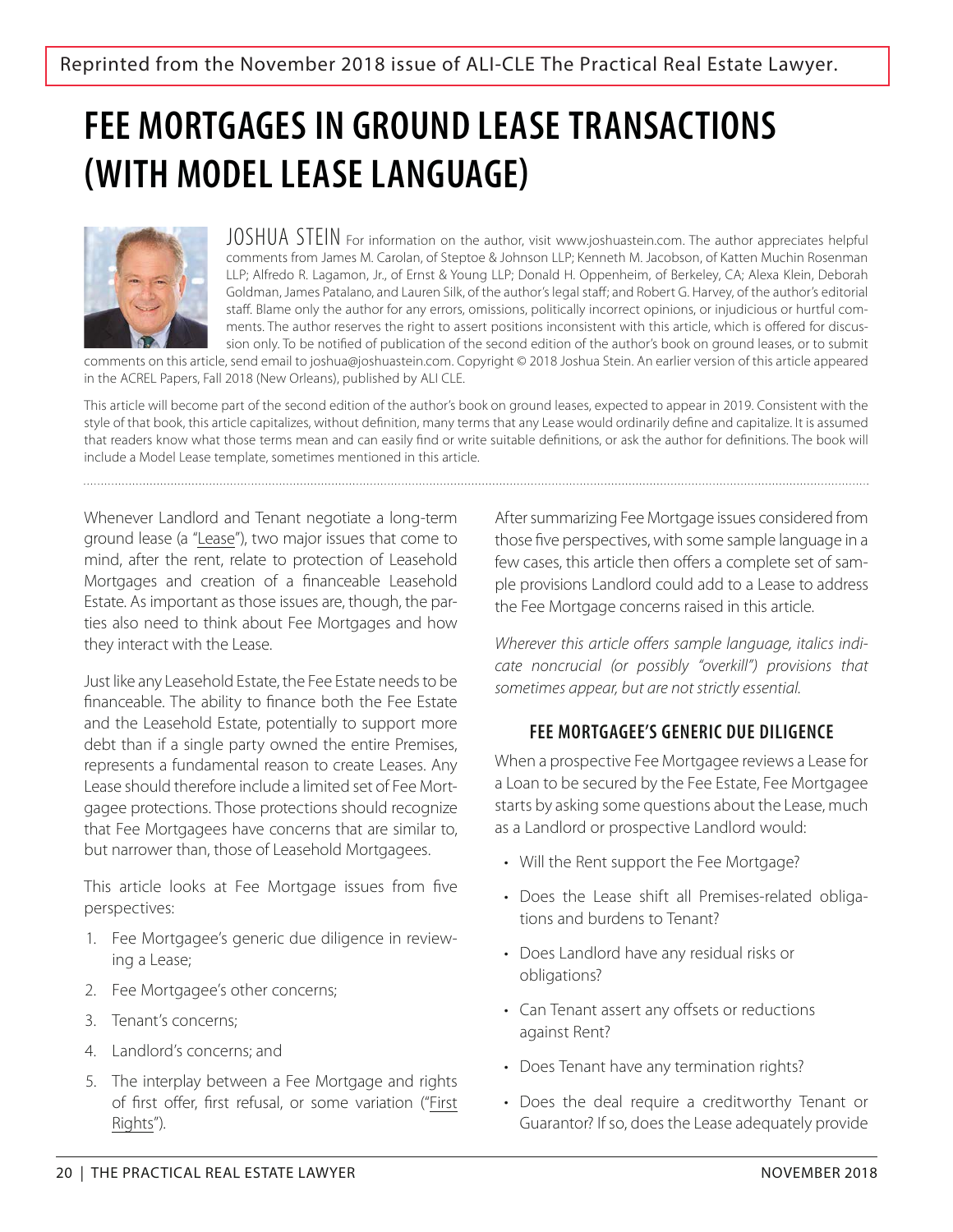Reprinted from the November 2018 issue of ALI-CLE The Practical Real Estate Lawyer.

# FEE MORTGAGES IN GROUND LEASE TRANSACTIONS (WITH MODEL LEASE LANGUAGE)

JOSHUA STEIN For information on the author, visit www.joshuastein.com. The author appreciates helpful comments from James M. Carolan, of Steptoe & Johnson LLP; Kenneth M. Jacobson, of Katten Muchin Rosenman LLP; Alfredo R. Lagamon, Jr., of Ernst & Young LLP; Donald H. Oppenheim, of Berkeley, CA; Alexa Klein, Deborah Goldman, James Patalano, and Lauren Silk, of the author's legal staff; and Robert G. Harvey, of the author's editorial staff. Blame only the author for any errors, omissions, politically incorrect opinions, or injudicious or hurtful comments. The author reserves the right to assert positions inconsistent with this article, which is offered for discussion only. To be notified of publication of the second edition of the author's book on ground leases, or to submit comments on this article, send email to joshua@joshuastein.com. Copyright © 2018 Joshua Stein. An earlier version of this article appeared in the ACREL Papers, Fall 2018 (New Orleans), published by ALI CLE.

This article will become part of the second edition of the author's book on ground leases, expected to appear in 2019. Consistent with the style of that book, this article capitalizes, without definition, many terms that any Lease would ordinarily define and capitalize. It is assumed that readers know what those terms mean and can easily find or write suitable definitions, or ask the author for definitions. The book will include a Model Lease template, sometimes mentioned in this article.

Whenever Landlord and Tenant negotiate a long-term ground lease (a "Lease"), two major issues that come to mind, after the rent, relate to protection of Leasehold Mortgages and creation of a financeable Leasehold Estate. As important as those issues are, though, the parties also need to think about Fee Mortgages and how they interact with the Lease.

Just like any Leasehold Estate, the Fee Estate needs to be financeable. The ability to finance both the Fee Estate and the Leasehold Estate, potentially to support more debt than if a single party owned the entire Premises, represents a fundamental reason to create Leases. Any Lease should therefore include a limited set of Fee Mortgagee protections. Those protections should recognize that Fee Mortgagees have concerns that are similar to, but narrower than, those of Leasehold Mortgagees.

This article looks at Fee Mortgage issues from five perspectives:

1. Fee Mortgagee's generic due diligence in reviewing a Lease;
2. Fee Mortgagee's other concerns;
3. Tenant's concerns;
4. Landlord's concerns; and
5. The interplay between a Fee Mortgage and rights of first offer, first refusal, or some variation ("First Rights").

After summarizing Fee Mortgage issues considered from those five perspectives, with some sample language in a few cases, this article then offers a complete set of sample provisions Landlord could add to a Lease to address the Fee Mortgage concerns raised in this article.

*Wherever this article offers sample language, italics indicate noncrucial (or possibly "overkill") provisions that sometimes appear, but are not strictly essential.*

## FEE MORTGAGEE'S GENERIC DUE DILIGENCE

When a prospective Fee Mortgagee reviews a Lease for a Loan to be secured by the Fee Estate, Fee Mortgagee starts by asking some questions about the Lease, much as a Landlord or prospective Landlord would:

- Will the Rent support the Fee Mortgage?
- Does the Lease shift all Premises-related obligations and burdens to Tenant?
- Does Landlord have any residual risks or obligations?
- Can Tenant assert any offsets or reductions against Rent?
- Does Tenant have any termination rights?
- Does the deal require a creditworthy Tenant or Guarantor? If so, does the Lease adequately provide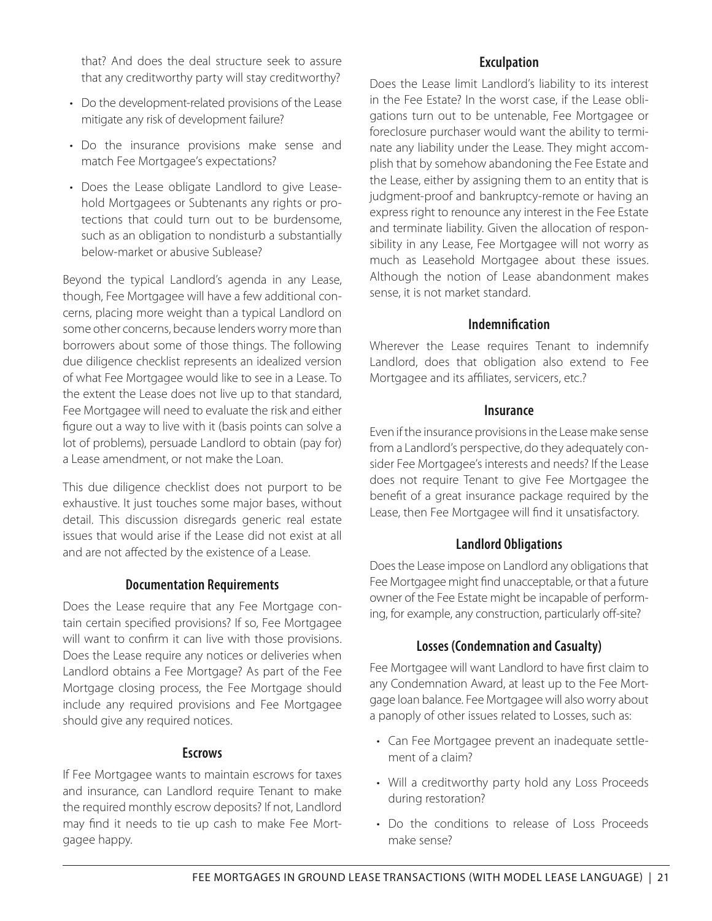that? And does the deal structure seek to assure that any creditworthy party will stay creditworthy?

- Do the development-related provisions of the Lease mitigate any risk of development failure?
- Do the insurance provisions make sense and match Fee Mortgagee's expectations?
- Does the Lease obligate Landlord to give Leasehold Mortgagees or Subtenants any rights or protections that could turn out to be burdensome, such as an obligation to nondisturb a substantially below-market or abusive Sublease?

Beyond the typical Landlord's agenda in any Lease, though, Fee Mortgagee will have a few additional concerns, placing more weight than a typical Landlord on some other concerns, because lenders worry more than borrowers about some of those things. The following due diligence checklist represents an idealized version of what Fee Mortgagee would like to see in a Lease. To the extent the Lease does not live up to that standard, Fee Mortgagee will need to evaluate the risk and either figure out a way to live with it (basis points can solve a lot of problems), persuade Landlord to obtain (pay for) a Lease amendment, or not make the Loan.

This due diligence checklist does not purport to be exhaustive. It just touches some major bases, without detail. This discussion disregards generic real estate issues that would arise if the Lease did not exist at all and are not affected by the existence of a Lease.

### Documentation Requirements

Does the Lease require that any Fee Mortgage contain certain specified provisions? If so, Fee Mortgagee will want to confirm it can live with those provisions. Does the Lease require any notices or deliveries when Landlord obtains a Fee Mortgage? As part of the Fee Mortgage closing process, the Fee Mortgage should include any required provisions and Fee Mortgagee should give any required notices.

### Escrows

If Fee Mortgagee wants to maintain escrows for taxes and insurance, can Landlord require Tenant to make the required monthly escrow deposits? If not, Landlord may find it needs to tie up cash to make Fee Mortgagee happy.

### Exculpation

Does the Lease limit Landlord's liability to its interest in the Fee Estate? In the worst case, if the Lease obligations turn out to be untenable, Fee Mortgagee or foreclosure purchaser would want the ability to terminate any liability under the Lease. They might accomplish that by somehow abandoning the Fee Estate and the Lease, either by assigning them to an entity that is judgment-proof and bankruptcy-remote or having an express right to renounce any interest in the Fee Estate and terminate liability. Given the allocation of responsibility in any Lease, Fee Mortgagee will not worry as much as Leasehold Mortgagee about these issues. Although the notion of Lease abandonment makes sense, it is not market standard.

### Indemnification

Wherever the Lease requires Tenant to indemnify Landlord, does that obligation also extend to Fee Mortgagee and its affiliates, servicers, etc.?

### Insurance

Even if the insurance provisions in the Lease make sense from a Landlord's perspective, do they adequately consider Fee Mortgagee's interests and needs? If the Lease does not require Tenant to give Fee Mortgagee the benefit of a great insurance package required by the Lease, then Fee Mortgagee will find it unsatisfactory.

### Landlord Obligations

Does the Lease impose on Landlord any obligations that Fee Mortgagee might find unacceptable, or that a future owner of the Fee Estate might be incapable of performing, for example, any construction, particularly off-site?

### Losses (Condemnation and Casualty)

Fee Mortgagee will want Landlord to have first claim to any Condemnation Award, at least up to the Fee Mortgage loan balance. Fee Mortgagee will also worry about a panoply of other issues related to Losses, such as:

- Can Fee Mortgagee prevent an inadequate settlement of a claim?
- Will a creditworthy party hold any Loss Proceeds during restoration?
- Do the conditions to release of Loss Proceeds make sense?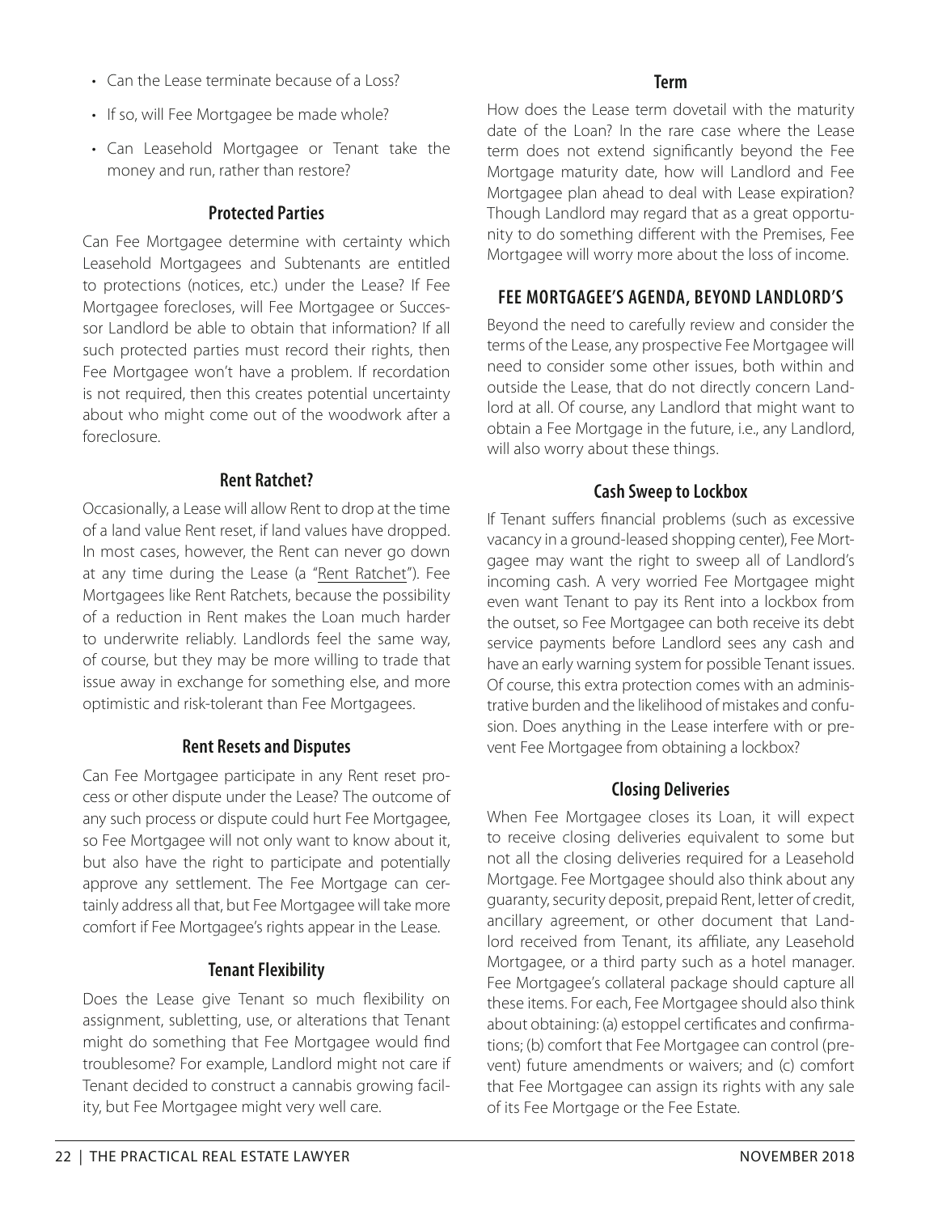- Can the Lease terminate because of a Loss?
- If so, will Fee Mortgagee be made whole?
- Can Leasehold Mortgagee or Tenant take the money and run, rather than restore?

### Protected Parties

Can Fee Mortgagee determine with certainty which Leasehold Mortgagees and Subtenants are entitled to protections (notices, etc.) under the Lease? If Fee Mortgagee forecloses, will Fee Mortgagee or Successor Landlord be able to obtain that information? If all such protected parties must record their rights, then Fee Mortgagee won't have a problem. If recordation is not required, then this creates potential uncertainty about who might come out of the woodwork after a foreclosure.

### Rent Ratchet?

Occasionally, a Lease will allow Rent to drop at the time of a land value Rent reset, if land values have dropped. In most cases, however, the Rent can never go down at any time during the Lease (a "<u>Rent Ratchet</u>"). Fee Mortgagees like Rent Ratchets, because the possibility of a reduction in Rent makes the Loan much harder to underwrite reliably. Landlords feel the same way, of course, but they may be more willing to trade that issue away in exchange for something else, and more optimistic and risk-tolerant than Fee Mortgagees.

### Rent Resets and Disputes

Can Fee Mortgagee participate in any Rent reset process or other dispute under the Lease? The outcome of any such process or dispute could hurt Fee Mortgagee, so Fee Mortgagee will not only want to know about it, but also have the right to participate and potentially approve any settlement. The Fee Mortgage can certainly address all that, but Fee Mortgagee will take more comfort if Fee Mortgagee's rights appear in the Lease.

### Tenant Flexibility

Does the Lease give Tenant so much flexibility on assignment, subletting, use, or alterations that Tenant might do something that Fee Mortgagee would find troublesome? For example, Landlord might not care if Tenant decided to construct a cannabis growing facility, but Fee Mortgagee might very well care.

### Term

How does the Lease term dovetail with the maturity date of the Loan? In the rare case where the Lease term does not extend significantly beyond the Fee Mortgage maturity date, how will Landlord and Fee Mortgagee plan ahead to deal with Lease expiration? Though Landlord may regard that as a great opportunity to do something different with the Premises, Fee Mortgagee will worry more about the loss of income.

## FEE MORTGAGEE'S AGENDA, BEYOND LANDLORD'S

Beyond the need to carefully review and consider the terms of the Lease, any prospective Fee Mortgagee will need to consider some other issues, both within and outside the Lease, that do not directly concern Landlord at all. Of course, any Landlord that might want to obtain a Fee Mortgage in the future, i.e., any Landlord, will also worry about these things.

### Cash Sweep to Lockbox

If Tenant suffers financial problems (such as excessive vacancy in a ground-leased shopping center), Fee Mortgagee may want the right to sweep all of Landlord's incoming cash. A very worried Fee Mortgagee might even want Tenant to pay its Rent into a lockbox from the outset, so Fee Mortgagee can both receive its debt service payments before Landlord sees any cash and have an early warning system for possible Tenant issues. Of course, this extra protection comes with an administrative burden and the likelihood of mistakes and confusion. Does anything in the Lease interfere with or prevent Fee Mortgagee from obtaining a lockbox?

### Closing Deliveries

When Fee Mortgagee closes its Loan, it will expect to receive closing deliveries equivalent to some but not all the closing deliveries required for a Leasehold Mortgage. Fee Mortgagee should also think about any guaranty, security deposit, prepaid Rent, letter of credit, ancillary agreement, or other document that Landlord received from Tenant, its affiliate, any Leasehold Mortgagee, or a third party such as a hotel manager. Fee Mortgagee's collateral package should capture all these items. For each, Fee Mortgagee should also think about obtaining: (a) estoppel certificates and confirmations; (b) comfort that Fee Mortgagee can control (prevent) future amendments or waivers; and (c) comfort that Fee Mortgagee can assign its rights with any sale of its Fee Mortgage or the Fee Estate.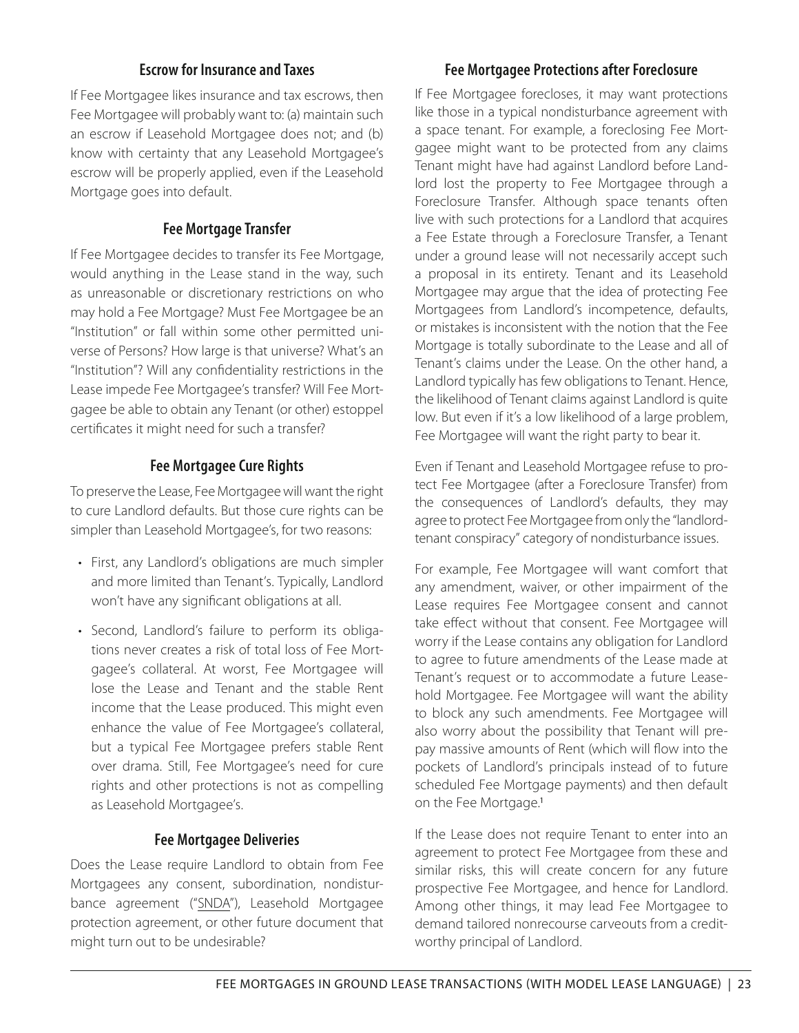### Escrow for Insurance and Taxes

If Fee Mortgagee likes insurance and tax escrows, then Fee Mortgagee will probably want to: (a) maintain such an escrow if Leasehold Mortgagee does not; and (b) know with certainty that any Leasehold Mortgagee's escrow will be properly applied, even if the Leasehold Mortgage goes into default.

### Fee Mortgage Transfer

If Fee Mortgagee decides to transfer its Fee Mortgage, would anything in the Lease stand in the way, such as unreasonable or discretionary restrictions on who may hold a Fee Mortgage? Must Fee Mortgagee be an "Institution" or fall within some other permitted universe of Persons? How large is that universe? What's an "Institution"? Will any confidentiality restrictions in the Lease impede Fee Mortgagee's transfer? Will Fee Mortgagee be able to obtain any Tenant (or other) estoppel certificates it might need for such a transfer?

### Fee Mortgagee Cure Rights

To preserve the Lease, Fee Mortgagee will want the right to cure Landlord defaults. But those cure rights can be simpler than Leasehold Mortgagee's, for two reasons:

- First, any Landlord's obligations are much simpler and more limited than Tenant's. Typically, Landlord won't have any significant obligations at all.
- Second, Landlord's failure to perform its obligations never creates a risk of total loss of Fee Mortgagee's collateral. At worst, Fee Mortgagee will lose the Lease and Tenant and the stable Rent income that the Lease produced. This might even enhance the value of Fee Mortgagee's collateral, but a typical Fee Mortgagee prefers stable Rent over drama. Still, Fee Mortgagee's need for cure rights and other protections is not as compelling as Leasehold Mortgagee's.

### Fee Mortgagee Deliveries

Does the Lease require Landlord to obtain from Fee Mortgagees any consent, subordination, nondisturbance agreement ("SNDA"), Leasehold Mortgagee protection agreement, or other future document that might turn out to be undesirable?

### Fee Mortgagee Protections after Foreclosure

If Fee Mortgagee forecloses, it may want protections like those in a typical nondisturbance agreement with a space tenant. For example, a foreclosing Fee Mortgagee might want to be protected from any claims Tenant might have had against Landlord before Landlord lost the property to Fee Mortgagee through a Foreclosure Transfer. Although space tenants often live with such protections for a Landlord that acquires a Fee Estate through a Foreclosure Transfer, a Tenant under a ground lease will not necessarily accept such a proposal in its entirety. Tenant and its Leasehold Mortgagee may argue that the idea of protecting Fee Mortgagees from Landlord's incompetence, defaults, or mistakes is inconsistent with the notion that the Fee Mortgage is totally subordinate to the Lease and all of Tenant's claims under the Lease. On the other hand, a Landlord typically has few obligations to Tenant. Hence, the likelihood of Tenant claims against Landlord is quite low. But even if it's a low likelihood of a large problem, Fee Mortgagee will want the right party to bear it.

Even if Tenant and Leasehold Mortgagee refuse to protect Fee Mortgagee (after a Foreclosure Transfer) from the consequences of Landlord's defaults, they may agree to protect Fee Mortgagee from only the "landlord-tenant conspiracy" category of nondisturbance issues.

For example, Fee Mortgagee will want comfort that any amendment, waiver, or other impairment of the Lease requires Fee Mortgagee consent and cannot take effect without that consent. Fee Mortgagee will worry if the Lease contains any obligation for Landlord to agree to future amendments of the Lease made at Tenant's request or to accommodate a future Leasehold Mortgagee. Fee Mortgagee will want the ability to block any such amendments. Fee Mortgagee will also worry about the possibility that Tenant will prepay massive amounts of Rent (which will flow into the pockets of Landlord's principals instead of to future scheduled Fee Mortgage payments) and then default on the Fee Mortgage.[1]

If the Lease does not require Tenant to enter into an agreement to protect Fee Mortgagee from these and similar risks, this will create concern for any future prospective Fee Mortgagee, and hence for Landlord. Among other things, it may lead Fee Mortgagee to demand tailored nonrecourse carveouts from a creditworthy principal of Landlord.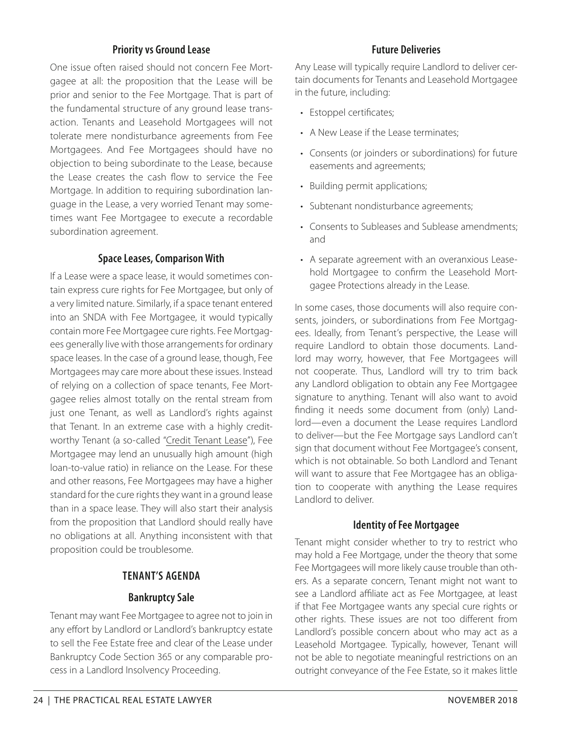### Priority vs Ground Lease

One issue often raised should not concern Fee Mortgagee at all: the proposition that the Lease will be prior and senior to the Fee Mortgage. That is part of the fundamental structure of any ground lease transaction. Tenants and Leasehold Mortgagees will not tolerate mere nondisturbance agreements from Fee Mortgagees. And Fee Mortgagees should have no objection to being subordinate to the Lease, because the Lease creates the cash flow to service the Fee Mortgage. In addition to requiring subordination language in the Lease, a very worried Tenant may sometimes want Fee Mortgagee to execute a recordable subordination agreement.

### Space Leases, Comparison With

If a Lease were a space lease, it would sometimes contain express cure rights for Fee Mortgagee, but only of a very limited nature. Similarly, if a space tenant entered into an SNDA with Fee Mortgagee, it would typically contain more Fee Mortgagee cure rights. Fee Mortgagees generally live with those arrangements for ordinary space leases. In the case of a ground lease, though, Fee Mortgagees may care more about these issues. Instead of relying on a collection of space tenants, Fee Mortgagee relies almost totally on the rental stream from just one Tenant, as well as Landlord's rights against that Tenant. In an extreme case with a highly creditworthy Tenant (a so-called "Credit Tenant Lease"), Fee Mortgagee may lend an unusually high amount (high loan-to-value ratio) in reliance on the Lease. For these and other reasons, Fee Mortgagees may have a higher standard for the cure rights they want in a ground lease than in a space lease. They will also start their analysis from the proposition that Landlord should really have no obligations at all. Anything inconsistent with that proposition could be troublesome.

## TENANT'S AGENDA

### Bankruptcy Sale

Tenant may want Fee Mortgagee to agree not to join in any effort by Landlord or Landlord's bankruptcy estate to sell the Fee Estate free and clear of the Lease under Bankruptcy Code Section 365 or any comparable process in a Landlord Insolvency Proceeding.

### Future Deliveries

Any Lease will typically require Landlord to deliver certain documents for Tenants and Leasehold Mortgagee in the future, including:

- Estoppel certificates;
- A New Lease if the Lease terminates;
- Consents (or joinders or subordinations) for future easements and agreements;
- Building permit applications;
- Subtenant nondisturbance agreements;
- Consents to Subleases and Sublease amendments; and
- A separate agreement with an overanxious Leasehold Mortgagee to confirm the Leasehold Mortgagee Protections already in the Lease.

In some cases, those documents will also require consents, joinders, or subordinations from Fee Mortgagees. Ideally, from Tenant's perspective, the Lease will require Landlord to obtain those documents. Landlord may worry, however, that Fee Mortgagees will not cooperate. Thus, Landlord will try to trim back any Landlord obligation to obtain any Fee Mortgagee signature to anything. Tenant will also want to avoid finding it needs some document from (only) Landlord—even a document the Lease requires Landlord to deliver—but the Fee Mortgage says Landlord can't sign that document without Fee Mortgagee's consent, which is not obtainable. So both Landlord and Tenant will want to assure that Fee Mortgagee has an obligation to cooperate with anything the Lease requires Landlord to deliver.

### Identity of Fee Mortgagee

Tenant might consider whether to try to restrict who may hold a Fee Mortgage, under the theory that some Fee Mortgagees will more likely cause trouble than others. As a separate concern, Tenant might not want to see a Landlord affiliate act as Fee Mortgagee, at least if that Fee Mortgagee wants any special cure rights or other rights. These issues are not too different from Landlord's possible concern about who may act as a Leasehold Mortgagee. Typically, however, Tenant will not be able to negotiate meaningful restrictions on an outright conveyance of the Fee Estate, so it makes little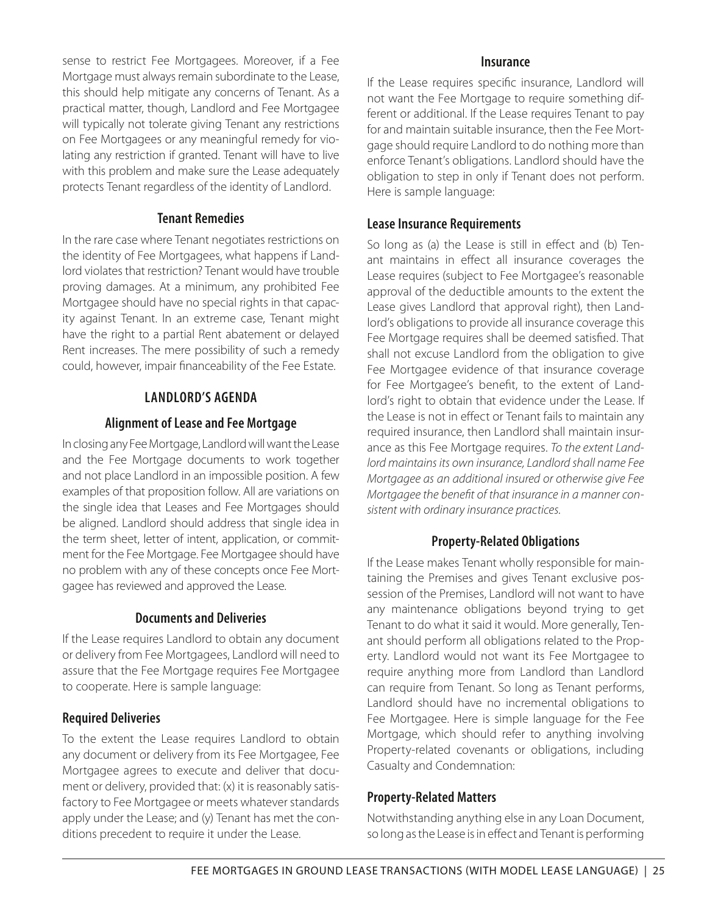sense to restrict Fee Mortgagees. Moreover, if a Fee Mortgage must always remain subordinate to the Lease, this should help mitigate any concerns of Tenant. As a practical matter, though, Landlord and Fee Mortgagee will typically not tolerate giving Tenant any restrictions on Fee Mortgagees or any meaningful remedy for violating any restriction if granted. Tenant will have to live with this problem and make sure the Lease adequately protects Tenant regardless of the identity of Landlord.

### Tenant Remedies

In the rare case where Tenant negotiates restrictions on the identity of Fee Mortgagees, what happens if Landlord violates that restriction? Tenant would have trouble proving damages. At a minimum, any prohibited Fee Mortgagee should have no special rights in that capacity against Tenant. In an extreme case, Tenant might have the right to a partial Rent abatement or delayed Rent increases. The mere possibility of such a remedy could, however, impair financeability of the Fee Estate.

## LANDLORD'S AGENDA

### Alignment of Lease and Fee Mortgage

In closing any Fee Mortgage, Landlord will want the Lease and the Fee Mortgage documents to work together and not place Landlord in an impossible position. A few examples of that proposition follow. All are variations on the single idea that Leases and Fee Mortgages should be aligned. Landlord should address that single idea in the term sheet, letter of intent, application, or commitment for the Fee Mortgage. Fee Mortgagee should have no problem with any of these concepts once Fee Mortgagee has reviewed and approved the Lease.

### Documents and Deliveries

If the Lease requires Landlord to obtain any document or delivery from Fee Mortgagees, Landlord will need to assure that the Fee Mortgage requires Fee Mortgagee to cooperate. Here is sample language:

#### Required Deliveries

To the extent the Lease requires Landlord to obtain any document or delivery from its Fee Mortgagee, Fee Mortgagee agrees to execute and deliver that document or delivery, provided that: (x) it is reasonably satisfactory to Fee Mortgagee or meets whatever standards apply under the Lease; and (y) Tenant has met the conditions precedent to require it under the Lease.

### Insurance

If the Lease requires specific insurance, Landlord will not want the Fee Mortgage to require something different or additional. If the Lease requires Tenant to pay for and maintain suitable insurance, then the Fee Mortgage should require Landlord to do nothing more than enforce Tenant's obligations. Landlord should have the obligation to step in only if Tenant does not perform. Here is sample language:

#### Lease Insurance Requirements

So long as (a) the Lease is still in effect and (b) Tenant maintains in effect all insurance coverages the Lease requires (subject to Fee Mortgagee's reasonable approval of the deductible amounts to the extent the Lease gives Landlord that approval right), then Landlord's obligations to provide all insurance coverage this Fee Mortgage requires shall be deemed satisfied. That shall not excuse Landlord from the obligation to give Fee Mortgagee evidence of that insurance coverage for Fee Mortgagee's benefit, to the extent of Landlord's right to obtain that evidence under the Lease. If the Lease is not in effect or Tenant fails to maintain any required insurance, then Landlord shall maintain insurance as this Fee Mortgage requires. *To the extent Landlord maintains its own insurance, Landlord shall name Fee Mortgagee as an additional insured or otherwise give Fee Mortgagee the benefit of that insurance in a manner consistent with ordinary insurance practices.*

### Property-Related Obligations

If the Lease makes Tenant wholly responsible for maintaining the Premises and gives Tenant exclusive possession of the Premises, Landlord will not want to have any maintenance obligations beyond trying to get Tenant to do what it said it would. More generally, Tenant should perform all obligations related to the Property. Landlord would not want its Fee Mortgagee to require anything more from Landlord than Landlord can require from Tenant. So long as Tenant performs, Landlord should have no incremental obligations to Fee Mortgagee. Here is simple language for the Fee Mortgage, which should refer to anything involving Property-related covenants or obligations, including Casualty and Condemnation:

#### Property-Related Matters

Notwithstanding anything else in any Loan Document, so long as the Lease is in effect and Tenant is performing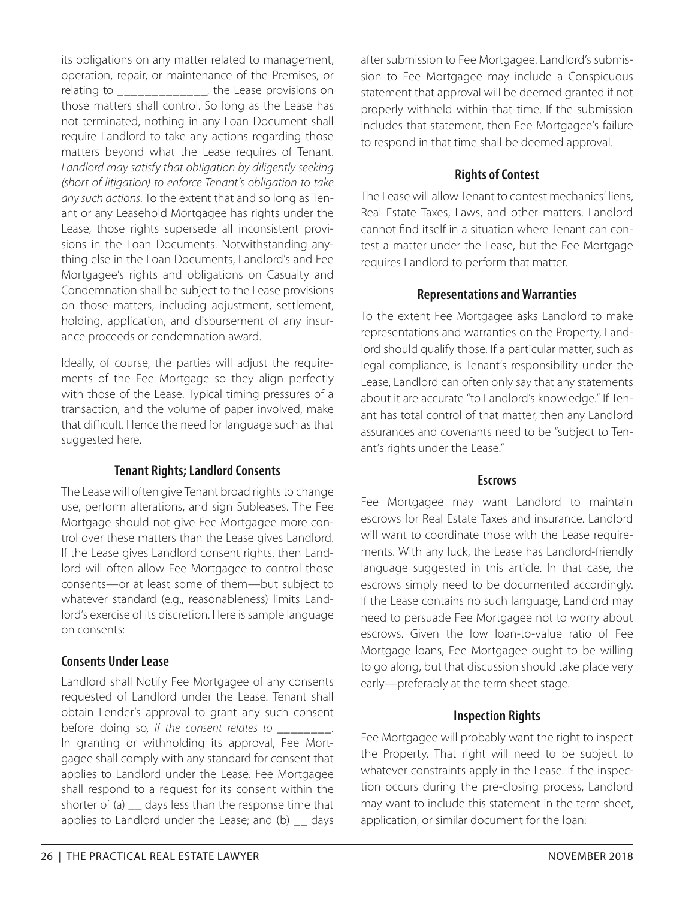its obligations on any matter related to management, operation, repair, or maintenance of the Premises, or relating to ______________, the Lease provisions on those matters shall control. So long as the Lease has not terminated, nothing in any Loan Document shall require Landlord to take any actions regarding those matters beyond what the Lease requires of Tenant. *Landlord may satisfy that obligation by diligently seeking (short of litigation) to enforce Tenant's obligation to take any such actions.* To the extent that and so long as Tenant or any Leasehold Mortgagee has rights under the Lease, those rights supersede all inconsistent provisions in the Loan Documents. Notwithstanding anything else in the Loan Documents, Landlord's and Fee Mortgagee's rights and obligations on Casualty and Condemnation shall be subject to the Lease provisions on those matters, including adjustment, settlement, holding, application, and disbursement of any insurance proceeds or condemnation award.

Ideally, of course, the parties will adjust the requirements of the Fee Mortgage so they align perfectly with those of the Lease. Typical timing pressures of a transaction, and the volume of paper involved, make that difficult. Hence the need for language such as that suggested here.

### Tenant Rights; Landlord Consents

The Lease will often give Tenant broad rights to change use, perform alterations, and sign Subleases. The Fee Mortgage should not give Fee Mortgagee more control over these matters than the Lease gives Landlord. If the Lease gives Landlord consent rights, then Landlord will often allow Fee Mortgagee to control those consents—or at least some of them—but subject to whatever standard (e.g., reasonableness) limits Landlord's exercise of its discretion. Here is sample language on consents:

#### Consents Under Lease

Landlord shall Notify Fee Mortgagee of any consents requested of Landlord under the Lease. Tenant shall obtain Lender's approval to grant any such consent before doing so*, if the consent relates to ________*. In granting or withholding its approval, Fee Mortgagee shall comply with any standard for consent that applies to Landlord under the Lease. Fee Mortgagee shall respond to a request for its consent within the shorter of (a) __ days less than the response time that applies to Landlord under the Lease; and (b) __ days after submission to Fee Mortgagee. Landlord's submission to Fee Mortgagee may include a Conspicuous statement that approval will be deemed granted if not properly withheld within that time. If the submission includes that statement, then Fee Mortgagee's failure to respond in that time shall be deemed approval.

### Rights of Contest

The Lease will allow Tenant to contest mechanics' liens, Real Estate Taxes, Laws, and other matters. Landlord cannot find itself in a situation where Tenant can contest a matter under the Lease, but the Fee Mortgage requires Landlord to perform that matter.

### Representations and Warranties

To the extent Fee Mortgagee asks Landlord to make representations and warranties on the Property, Landlord should qualify those. If a particular matter, such as legal compliance, is Tenant's responsibility under the Lease, Landlord can often only say that any statements about it are accurate "to Landlord's knowledge." If Tenant has total control of that matter, then any Landlord assurances and covenants need to be "subject to Tenant's rights under the Lease."

### Escrows

Fee Mortgagee may want Landlord to maintain escrows for Real Estate Taxes and insurance. Landlord will want to coordinate those with the Lease requirements. With any luck, the Lease has Landlord-friendly language suggested in this article. In that case, the escrows simply need to be documented accordingly. If the Lease contains no such language, Landlord may need to persuade Fee Mortgagee not to worry about escrows. Given the low loan-to-value ratio of Fee Mortgage loans, Fee Mortgagee ought to be willing to go along, but that discussion should take place very early—preferably at the term sheet stage.

### Inspection Rights

Fee Mortgagee will probably want the right to inspect the Property. That right will need to be subject to whatever constraints apply in the Lease. If the inspection occurs during the pre-closing process, Landlord may want to include this statement in the term sheet, application, or similar document for the loan: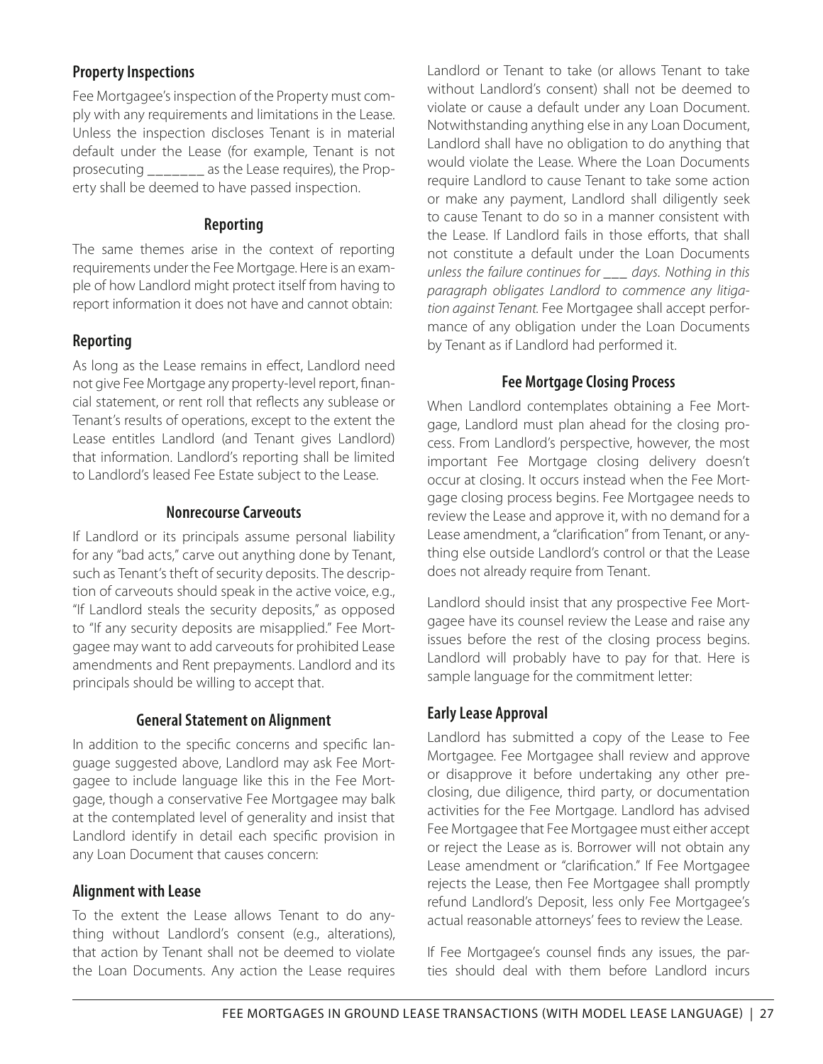### Property Inspections

Fee Mortgagee's inspection of the Property must comply with any requirements and limitations in the Lease. Unless the inspection discloses Tenant is in material default under the Lease (for example, Tenant is not prosecuting _______ as the Lease requires), the Property shall be deemed to have passed inspection.

## Reporting

The same themes arise in the context of reporting requirements under the Fee Mortgage. Here is an example of how Landlord might protect itself from having to report information it does not have and cannot obtain:

### Reporting

As long as the Lease remains in effect, Landlord need not give Fee Mortgage any property-level report, financial statement, or rent roll that reflects any sublease or Tenant's results of operations, except to the extent the Lease entitles Landlord (and Tenant gives Landlord) that information. Landlord's reporting shall be limited to Landlord's leased Fee Estate subject to the Lease.

## Nonrecourse Carveouts

If Landlord or its principals assume personal liability for any "bad acts," carve out anything done by Tenant, such as Tenant's theft of security deposits. The description of carveouts should speak in the active voice, e.g., "If Landlord steals the security deposits," as opposed to "If any security deposits are misapplied." Fee Mortgagee may want to add carveouts for prohibited Lease amendments and Rent prepayments. Landlord and its principals should be willing to accept that.

## General Statement on Alignment

In addition to the specific concerns and specific language suggested above, Landlord may ask Fee Mortgagee to include language like this in the Fee Mortgage, though a conservative Fee Mortgagee may balk at the contemplated level of generality and insist that Landlord identify in detail each specific provision in any Loan Document that causes concern:

### Alignment with Lease

To the extent the Lease allows Tenant to do anything without Landlord's consent (e.g., alterations), that action by Tenant shall not be deemed to violate the Loan Documents. Any action the Lease requires Landlord or Tenant to take (or allows Tenant to take without Landlord's consent) shall not be deemed to violate or cause a default under any Loan Document. Notwithstanding anything else in any Loan Document, Landlord shall have no obligation to do anything that would violate the Lease. Where the Loan Documents require Landlord to cause Tenant to take some action or make any payment, Landlord shall diligently seek to cause Tenant to do so in a manner consistent with the Lease. If Landlord fails in those efforts, that shall not constitute a default under the Loan Documents *unless the failure continues for ___ days. Nothing in this paragraph obligates Landlord to commence any litigation against Tenant.* Fee Mortgagee shall accept performance of any obligation under the Loan Documents by Tenant as if Landlord had performed it.

## Fee Mortgage Closing Process

When Landlord contemplates obtaining a Fee Mortgage, Landlord must plan ahead for the closing process. From Landlord's perspective, however, the most important Fee Mortgage closing delivery doesn't occur at closing. It occurs instead when the Fee Mortgage closing process begins. Fee Mortgagee needs to review the Lease and approve it, with no demand for a Lease amendment, a "clarification" from Tenant, or anything else outside Landlord's control or that the Lease does not already require from Tenant.

Landlord should insist that any prospective Fee Mortgagee have its counsel review the Lease and raise any issues before the rest of the closing process begins. Landlord will probably have to pay for that. Here is sample language for the commitment letter:

### Early Lease Approval

Landlord has submitted a copy of the Lease to Fee Mortgagee. Fee Mortgagee shall review and approve or disapprove it before undertaking any other pre-closing, due diligence, third party, or documentation activities for the Fee Mortgage. Landlord has advised Fee Mortgagee that Fee Mortgagee must either accept or reject the Lease as is. Borrower will not obtain any Lease amendment or "clarification." If Fee Mortgagee rejects the Lease, then Fee Mortgagee shall promptly refund Landlord's Deposit, less only Fee Mortgagee's actual reasonable attorneys' fees to review the Lease.

If Fee Mortgagee's counsel finds any issues, the parties should deal with them before Landlord incurs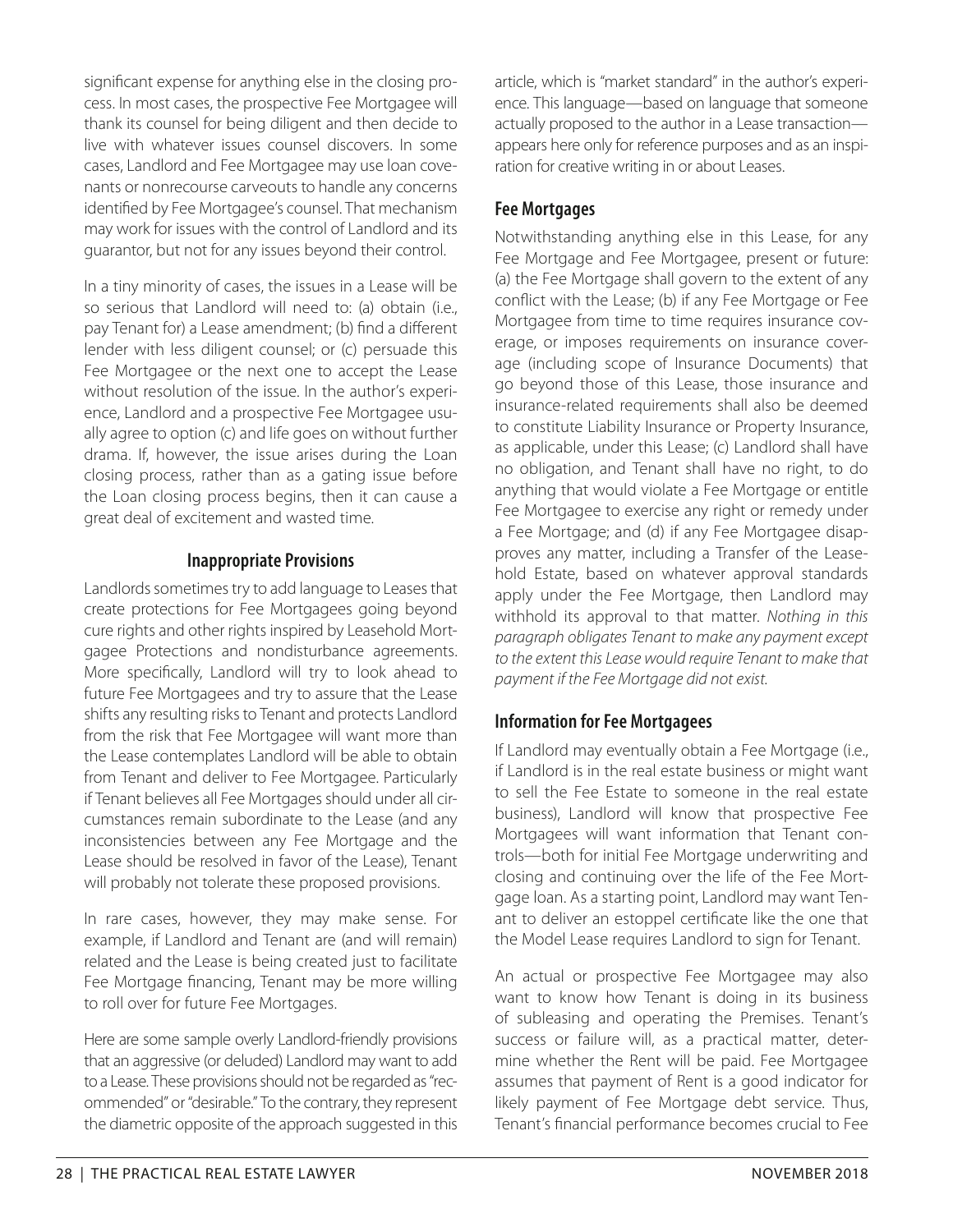significant expense for anything else in the closing process. In most cases, the prospective Fee Mortgagee will thank its counsel for being diligent and then decide to live with whatever issues counsel discovers. In some cases, Landlord and Fee Mortgagee may use loan covenants or nonrecourse carveouts to handle any concerns identified by Fee Mortgagee's counsel. That mechanism may work for issues with the control of Landlord and its guarantor, but not for any issues beyond their control.

In a tiny minority of cases, the issues in a Lease will be so serious that Landlord will need to: (a) obtain (i.e., pay Tenant for) a Lease amendment; (b) find a different lender with less diligent counsel; or (c) persuade this Fee Mortgagee or the next one to accept the Lease without resolution of the issue. In the author's experience, Landlord and a prospective Fee Mortgagee usually agree to option (c) and life goes on without further drama. If, however, the issue arises during the Loan closing process, rather than as a gating issue before the Loan closing process begins, then it can cause a great deal of excitement and wasted time.

### Inappropriate Provisions

Landlords sometimes try to add language to Leases that create protections for Fee Mortgagees going beyond cure rights and other rights inspired by Leasehold Mortgagee Protections and nondisturbance agreements. More specifically, Landlord will try to look ahead to future Fee Mortgagees and try to assure that the Lease shifts any resulting risks to Tenant and protects Landlord from the risk that Fee Mortgagee will want more than the Lease contemplates Landlord will be able to obtain from Tenant and deliver to Fee Mortgagee. Particularly if Tenant believes all Fee Mortgages should under all circumstances remain subordinate to the Lease (and any inconsistencies between any Fee Mortgage and the Lease should be resolved in favor of the Lease), Tenant will probably not tolerate these proposed provisions.

In rare cases, however, they may make sense. For example, if Landlord and Tenant are (and will remain) related and the Lease is being created just to facilitate Fee Mortgage financing, Tenant may be more willing to roll over for future Fee Mortgages.

Here are some sample overly Landlord-friendly provisions that an aggressive (or deluded) Landlord may want to add to a Lease. These provisions should not be regarded as "recommended" or "desirable." To the contrary, they represent the diametric opposite of the approach suggested in this article, which is "market standard" in the author's experience. This language—based on language that someone actually proposed to the author in a Lease transaction—appears here only for reference purposes and as an inspiration for creative writing in or about Leases.

### Fee Mortgages

Notwithstanding anything else in this Lease, for any Fee Mortgage and Fee Mortgagee, present or future: (a) the Fee Mortgage shall govern to the extent of any conflict with the Lease; (b) if any Fee Mortgage or Fee Mortgagee from time to time requires insurance coverage, or imposes requirements on insurance coverage (including scope of Insurance Documents) that go beyond those of this Lease, those insurance and insurance-related requirements shall also be deemed to constitute Liability Insurance or Property Insurance, as applicable, under this Lease; (c) Landlord shall have no obligation, and Tenant shall have no right, to do anything that would violate a Fee Mortgage or entitle Fee Mortgagee to exercise any right or remedy under a Fee Mortgage; and (d) if any Fee Mortgagee disapproves any matter, including a Transfer of the Leasehold Estate, based on whatever approval standards apply under the Fee Mortgage, then Landlord may withhold its approval to that matter. *Nothing in this paragraph obligates Tenant to make any payment except to the extent this Lease would require Tenant to make that payment if the Fee Mortgage did not exist.*

### Information for Fee Mortgagees

If Landlord may eventually obtain a Fee Mortgage (i.e., if Landlord is in the real estate business or might want to sell the Fee Estate to someone in the real estate business), Landlord will know that prospective Fee Mortgagees will want information that Tenant controls—both for initial Fee Mortgage underwriting and closing and continuing over the life of the Fee Mortgage loan. As a starting point, Landlord may want Tenant to deliver an estoppel certificate like the one that the Model Lease requires Landlord to sign for Tenant.

An actual or prospective Fee Mortgagee may also want to know how Tenant is doing in its business of subleasing and operating the Premises. Tenant's success or failure will, as a practical matter, determine whether the Rent will be paid. Fee Mortgagee assumes that payment of Rent is a good indicator for likely payment of Fee Mortgage debt service. Thus, Tenant's financial performance becomes crucial to Fee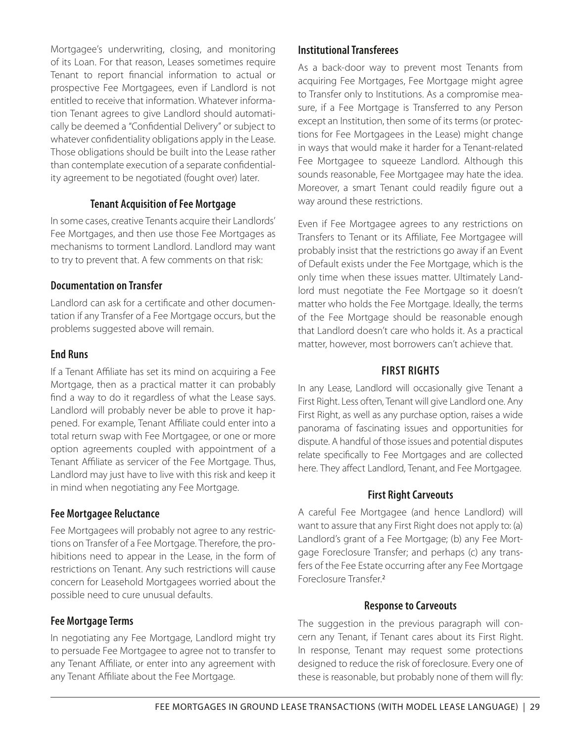Mortgagee's underwriting, closing, and monitoring of its Loan. For that reason, Leases sometimes require Tenant to report financial information to actual or prospective Fee Mortgagees, even if Landlord is not entitled to receive that information. Whatever information Tenant agrees to give Landlord should automatically be deemed a "Confidential Delivery" or subject to whatever confidentiality obligations apply in the Lease. Those obligations should be built into the Lease rather than contemplate execution of a separate confidentiality agreement to be negotiated (fought over) later.

### Tenant Acquisition of Fee Mortgage

In some cases, creative Tenants acquire their Landlords' Fee Mortgages, and then use those Fee Mortgages as mechanisms to torment Landlord. Landlord may want to try to prevent that. A few comments on that risk:

#### Documentation on Transfer

Landlord can ask for a certificate and other documentation if any Transfer of a Fee Mortgage occurs, but the problems suggested above will remain.

#### End Runs

If a Tenant Affiliate has set its mind on acquiring a Fee Mortgage, then as a practical matter it can probably find a way to do it regardless of what the Lease says. Landlord will probably never be able to prove it happened. For example, Tenant Affiliate could enter into a total return swap with Fee Mortgagee, or one or more option agreements coupled with appointment of a Tenant Affiliate as servicer of the Fee Mortgage. Thus, Landlord may just have to live with this risk and keep it in mind when negotiating any Fee Mortgage.

#### Fee Mortgagee Reluctance

Fee Mortgagees will probably not agree to any restrictions on Transfer of a Fee Mortgage. Therefore, the prohibitions need to appear in the Lease, in the form of restrictions on Tenant. Any such restrictions will cause concern for Leasehold Mortgagees worried about the possible need to cure unusual defaults.

#### Fee Mortgage Terms

In negotiating any Fee Mortgage, Landlord might try to persuade Fee Mortgagee to agree not to transfer to any Tenant Affiliate, or enter into any agreement with any Tenant Affiliate about the Fee Mortgage.

#### Institutional Transferees

As a back-door way to prevent most Tenants from acquiring Fee Mortgages, Fee Mortgage might agree to Transfer only to Institutions. As a compromise measure, if a Fee Mortgage is Transferred to any Person except an Institution, then some of its terms (or protections for Fee Mortgagees in the Lease) might change in ways that would make it harder for a Tenant-related Fee Mortgagee to squeeze Landlord. Although this sounds reasonable, Fee Mortgagee may hate the idea. Moreover, a smart Tenant could readily figure out a way around these restrictions.

Even if Fee Mortgagee agrees to any restrictions on Transfers to Tenant or its Affiliate, Fee Mortgagee will probably insist that the restrictions go away if an Event of Default exists under the Fee Mortgage, which is the only time when these issues matter. Ultimately Landlord must negotiate the Fee Mortgage so it doesn't matter who holds the Fee Mortgage. Ideally, the terms of the Fee Mortgage should be reasonable enough that Landlord doesn't care who holds it. As a practical matter, however, most borrowers can't achieve that.

## FIRST RIGHTS

In any Lease, Landlord will occasionally give Tenant a First Right. Less often, Tenant will give Landlord one. Any First Right, as well as any purchase option, raises a wide panorama of fascinating issues and opportunities for dispute. A handful of those issues and potential disputes relate specifically to Fee Mortgages and are collected here. They affect Landlord, Tenant, and Fee Mortgagee.

### First Right Carveouts

A careful Fee Mortgagee (and hence Landlord) will want to assure that any First Right does not apply to: (a) Landlord's grant of a Fee Mortgage; (b) any Fee Mortgage Foreclosure Transfer; and perhaps (c) any transfers of the Fee Estate occurring after any Fee Mortgage Foreclosure Transfer.[2]

### Response to Carveouts

The suggestion in the previous paragraph will concern any Tenant, if Tenant cares about its First Right. In response, Tenant may request some protections designed to reduce the risk of foreclosure. Every one of these is reasonable, but probably none of them will fly: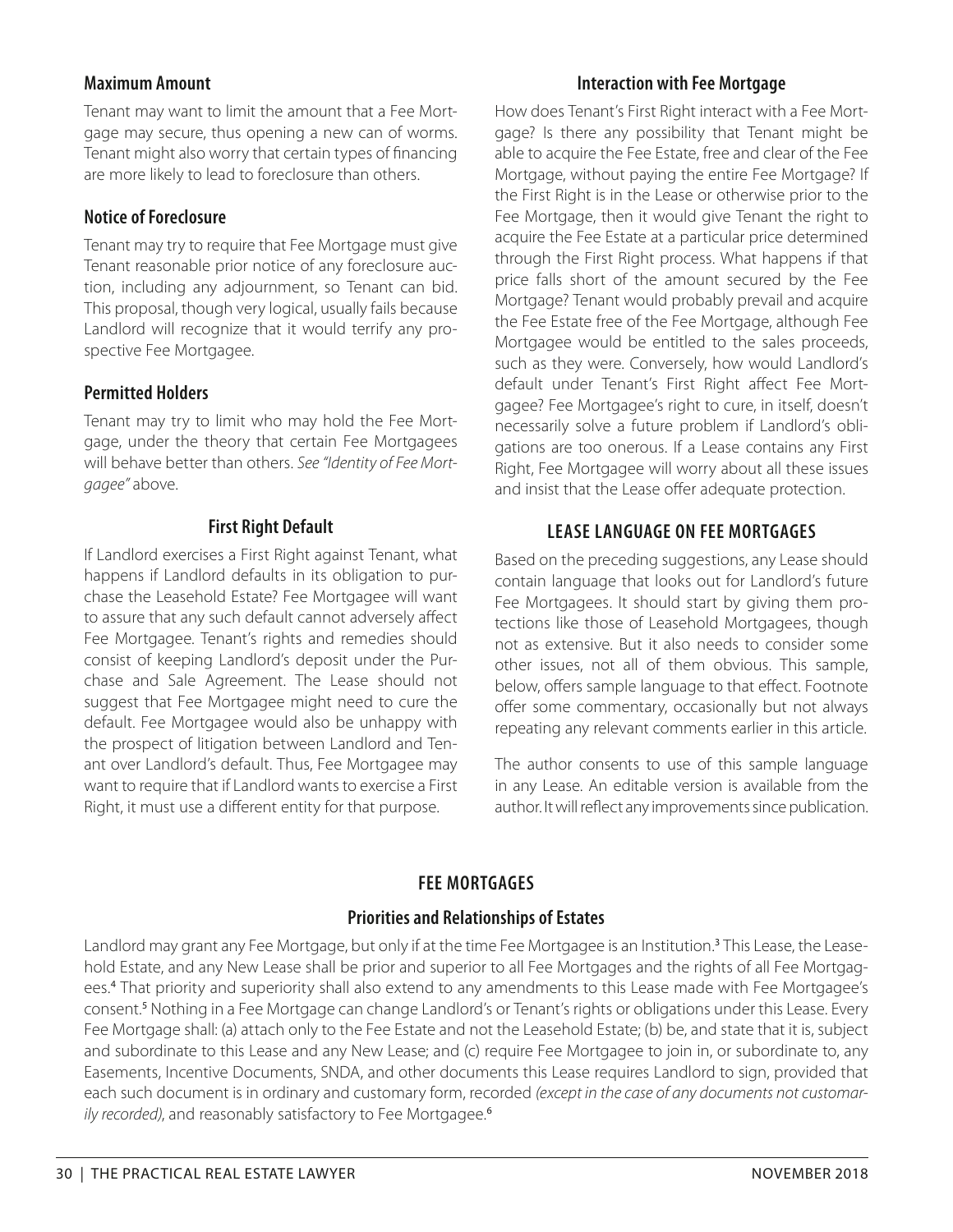### Maximum Amount

Tenant may want to limit the amount that a Fee Mortgage may secure, thus opening a new can of worms. Tenant might also worry that certain types of financing are more likely to lead to foreclosure than others.

### Notice of Foreclosure

Tenant may try to require that Fee Mortgage must give Tenant reasonable prior notice of any foreclosure auction, including any adjournment, so Tenant can bid. This proposal, though very logical, usually fails because Landlord will recognize that it would terrify any prospective Fee Mortgagee.

### Permitted Holders

Tenant may try to limit who may hold the Fee Mortgage, under the theory that certain Fee Mortgagees will behave better than others. *See "Identity of Fee Mortgagee"* above.

### First Right Default

If Landlord exercises a First Right against Tenant, what happens if Landlord defaults in its obligation to purchase the Leasehold Estate? Fee Mortgagee will want to assure that any such default cannot adversely affect Fee Mortgagee. Tenant's rights and remedies should consist of keeping Landlord's deposit under the Purchase and Sale Agreement. The Lease should not suggest that Fee Mortgagee might need to cure the default. Fee Mortgagee would also be unhappy with the prospect of litigation between Landlord and Tenant over Landlord's default. Thus, Fee Mortgagee may want to require that if Landlord wants to exercise a First Right, it must use a different entity for that purpose.

### Interaction with Fee Mortgage

How does Tenant's First Right interact with a Fee Mortgage? Is there any possibility that Tenant might be able to acquire the Fee Estate, free and clear of the Fee Mortgage, without paying the entire Fee Mortgage? If the First Right is in the Lease or otherwise prior to the Fee Mortgage, then it would give Tenant the right to acquire the Fee Estate at a particular price determined through the First Right process. What happens if that price falls short of the amount secured by the Fee Mortgage? Tenant would probably prevail and acquire the Fee Estate free of the Fee Mortgage, although Fee Mortgagee would be entitled to the sales proceeds, such as they were. Conversely, how would Landlord's default under Tenant's First Right affect Fee Mortgagee? Fee Mortgagee's right to cure, in itself, doesn't necessarily solve a future problem if Landlord's obligations are too onerous. If a Lease contains any First Right, Fee Mortgagee will worry about all these issues and insist that the Lease offer adequate protection.

## LEASE LANGUAGE ON FEE MORTGAGES

Based on the preceding suggestions, any Lease should contain language that looks out for Landlord's future Fee Mortgagees. It should start by giving them protections like those of Leasehold Mortgagees, though not as extensive. But it also needs to consider some other issues, not all of them obvious. This sample, below, offers sample language to that effect. Footnote offer some commentary, occasionally but not always repeating any relevant comments earlier in this article.

The author consents to use of this sample language in any Lease. An editable version is available from the author. It will reflect any improvements since publication.

## FEE MORTGAGES

### Priorities and Relationships of Estates

Landlord may grant any Fee Mortgage, but only if at the time Fee Mortgagee is an Institution.[3] This Lease, the Leasehold Estate, and any New Lease shall be prior and superior to all Fee Mortgages and the rights of all Fee Mortgagees.[4] That priority and superiority shall also extend to any amendments to this Lease made with Fee Mortgagee's consent.[5] Nothing in a Fee Mortgage can change Landlord's or Tenant's rights or obligations under this Lease. Every Fee Mortgage shall: (a) attach only to the Fee Estate and not the Leasehold Estate; (b) be, and state that it is, subject and subordinate to this Lease and any New Lease; and (c) require Fee Mortgagee to join in, or subordinate to, any Easements, Incentive Documents, SNDA, and other documents this Lease requires Landlord to sign, provided that each such document is in ordinary and customary form, recorded *(except in the case of any documents not customarily recorded)*, and reasonably satisfactory to Fee Mortgagee.[6]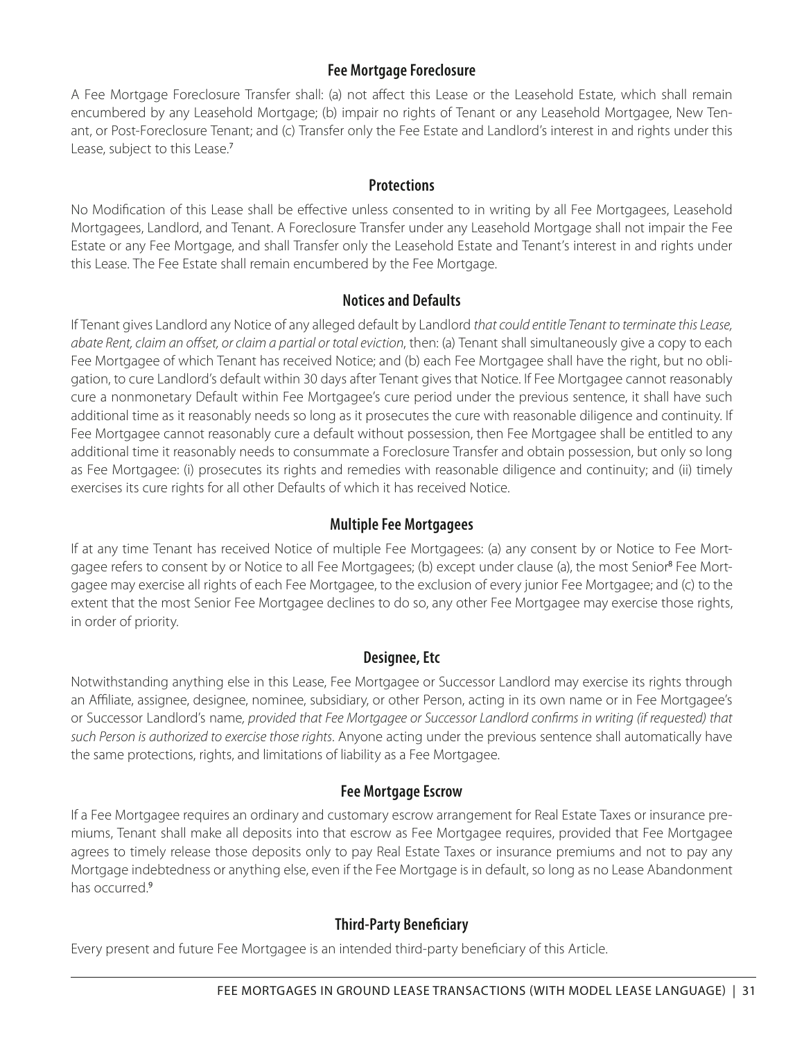### Fee Mortgage Foreclosure

A Fee Mortgage Foreclosure Transfer shall: (a) not affect this Lease or the Leasehold Estate, which shall remain encumbered by any Leasehold Mortgage; (b) impair no rights of Tenant or any Leasehold Mortgagee, New Tenant, or Post-Foreclosure Tenant; and (c) Transfer only the Fee Estate and Landlord's interest in and rights under this Lease, subject to this Lease.[7]

### Protections

No Modification of this Lease shall be effective unless consented to in writing by all Fee Mortgagees, Leasehold Mortgagees, Landlord, and Tenant. A Foreclosure Transfer under any Leasehold Mortgage shall not impair the Fee Estate or any Fee Mortgage, and shall Transfer only the Leasehold Estate and Tenant's interest in and rights under this Lease. The Fee Estate shall remain encumbered by the Fee Mortgage.

### Notices and Defaults

If Tenant gives Landlord any Notice of any alleged default by Landlord *that could entitle Tenant to terminate this Lease, abate Rent, claim an offset, or claim a partial or total eviction*, then: (a) Tenant shall simultaneously give a copy to each Fee Mortgagee of which Tenant has received Notice; and (b) each Fee Mortgagee shall have the right, but no obligation, to cure Landlord's default within 30 days after Tenant gives that Notice. If Fee Mortgagee cannot reasonably cure a nonmonetary Default within Fee Mortgagee's cure period under the previous sentence, it shall have such additional time as it reasonably needs so long as it prosecutes the cure with reasonable diligence and continuity. If Fee Mortgagee cannot reasonably cure a default without possession, then Fee Mortgagee shall be entitled to any additional time it reasonably needs to consummate a Foreclosure Transfer and obtain possession, but only so long as Fee Mortgagee: (i) prosecutes its rights and remedies with reasonable diligence and continuity; and (ii) timely exercises its cure rights for all other Defaults of which it has received Notice.

### Multiple Fee Mortgagees

If at any time Tenant has received Notice of multiple Fee Mortgagees: (a) any consent by or Notice to Fee Mortgagee refers to consent by or Notice to all Fee Mortgagees; (b) except under clause (a), the most Senior[8] Fee Mortgagee may exercise all rights of each Fee Mortgagee, to the exclusion of every junior Fee Mortgagee; and (c) to the extent that the most Senior Fee Mortgagee declines to do so, any other Fee Mortgagee may exercise those rights, in order of priority.

### Designee, Etc

Notwithstanding anything else in this Lease, Fee Mortgagee or Successor Landlord may exercise its rights through an Affiliate, assignee, designee, nominee, subsidiary, or other Person, acting in its own name or in Fee Mortgagee's or Successor Landlord's name, *provided that Fee Mortgagee or Successor Landlord confirms in writing (if requested) that such Person is authorized to exercise those rights*. Anyone acting under the previous sentence shall automatically have the same protections, rights, and limitations of liability as a Fee Mortgagee.

### Fee Mortgage Escrow

If a Fee Mortgagee requires an ordinary and customary escrow arrangement for Real Estate Taxes or insurance premiums, Tenant shall make all deposits into that escrow as Fee Mortgagee requires, provided that Fee Mortgagee agrees to timely release those deposits only to pay Real Estate Taxes or insurance premiums and not to pay any Mortgage indebtedness or anything else, even if the Fee Mortgage is in default, so long as no Lease Abandonment has occurred.[9]

### Third-Party Beneficiary

Every present and future Fee Mortgagee is an intended third-party beneficiary of this Article.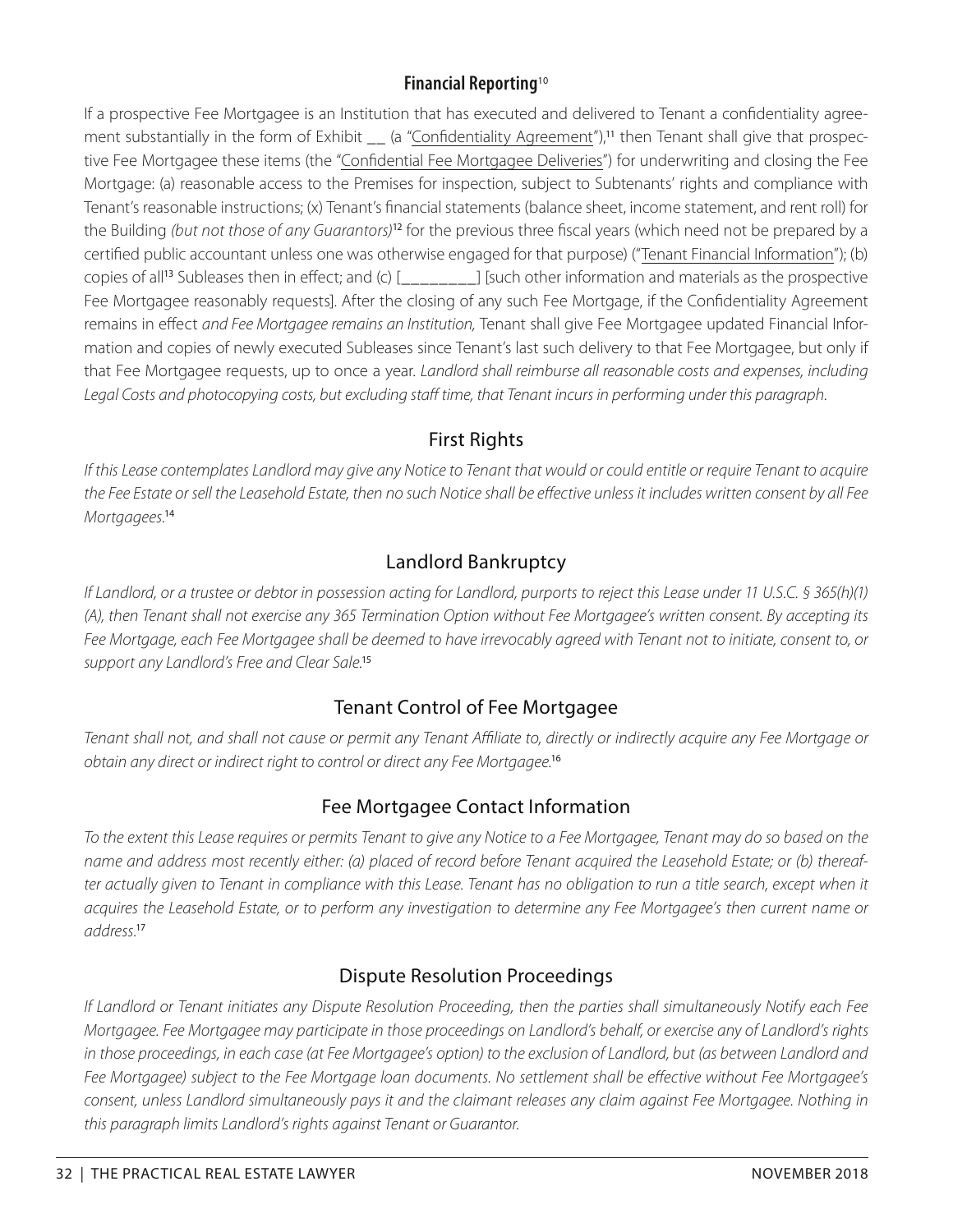### **Financial Reporting**[10]

If a prospective Fee Mortgagee is an Institution that has executed and delivered to Tenant a confidentiality agreement substantially in the form of Exhibit __ (a "Confidentiality Agreement"),[11] then Tenant shall give that prospective Fee Mortgagee these items (the "Confidential Fee Mortgagee Deliveries") for underwriting and closing the Fee Mortgage: (a) reasonable access to the Premises for inspection, subject to Subtenants' rights and compliance with Tenant's reasonable instructions; (x) Tenant's financial statements (balance sheet, income statement, and rent roll) for the Building *(but not those of any Guarantors)*[12] for the previous three fiscal years (which need not be prepared by a certified public accountant unless one was otherwise engaged for that purpose) ("Tenant Financial Information"); (b) copies of all[13] Subleases then in effect; and (c) [________] [such other information and materials as the prospective Fee Mortgagee reasonably requests]. After the closing of any such Fee Mortgage, if the Confidentiality Agreement remains in effect *and Fee Mortgagee remains an Institution,* Tenant shall give Fee Mortgagee updated Financial Information and copies of newly executed Subleases since Tenant's last such delivery to that Fee Mortgagee, but only if that Fee Mortgagee requests, up to once a year. *Landlord shall reimburse all reasonable costs and expenses, including Legal Costs and photocopying costs, but excluding staff time, that Tenant incurs in performing under this paragraph.*

### First Rights

*If this Lease contemplates Landlord may give any Notice to Tenant that would or could entitle or require Tenant to acquire the Fee Estate or sell the Leasehold Estate, then no such Notice shall be effective unless it includes written consent by all Fee Mortgagees.*[14]

### Landlord Bankruptcy

*If Landlord, or a trustee or debtor in possession acting for Landlord, purports to reject this Lease under 11 U.S.C. § 365(h)(1)(A), then Tenant shall not exercise any 365 Termination Option without Fee Mortgagee's written consent. By accepting its Fee Mortgage, each Fee Mortgagee shall be deemed to have irrevocably agreed with Tenant not to initiate, consent to, or support any Landlord's Free and Clear Sale.*[15]

### Tenant Control of Fee Mortgagee

*Tenant shall not, and shall not cause or permit any Tenant Affiliate to, directly or indirectly acquire any Fee Mortgage or obtain any direct or indirect right to control or direct any Fee Mortgagee.*[16]

### Fee Mortgagee Contact Information

*To the extent this Lease requires or permits Tenant to give any Notice to a Fee Mortgagee, Tenant may do so based on the name and address most recently either: (a) placed of record before Tenant acquired the Leasehold Estate; or (b) thereafter actually given to Tenant in compliance with this Lease. Tenant has no obligation to run a title search, except when it acquires the Leasehold Estate, or to perform any investigation to determine any Fee Mortgagee's then current name or address.*[17]

### Dispute Resolution Proceedings

*If Landlord or Tenant initiates any Dispute Resolution Proceeding, then the parties shall simultaneously Notify each Fee Mortgagee. Fee Mortgagee may participate in those proceedings on Landlord's behalf, or exercise any of Landlord's rights in those proceedings, in each case (at Fee Mortgagee's option) to the exclusion of Landlord, but (as between Landlord and Fee Mortgagee) subject to the Fee Mortgage loan documents. No settlement shall be effective without Fee Mortgagee's consent, unless Landlord simultaneously pays it and the claimant releases any claim against Fee Mortgagee. Nothing in this paragraph limits Landlord's rights against Tenant or Guarantor.*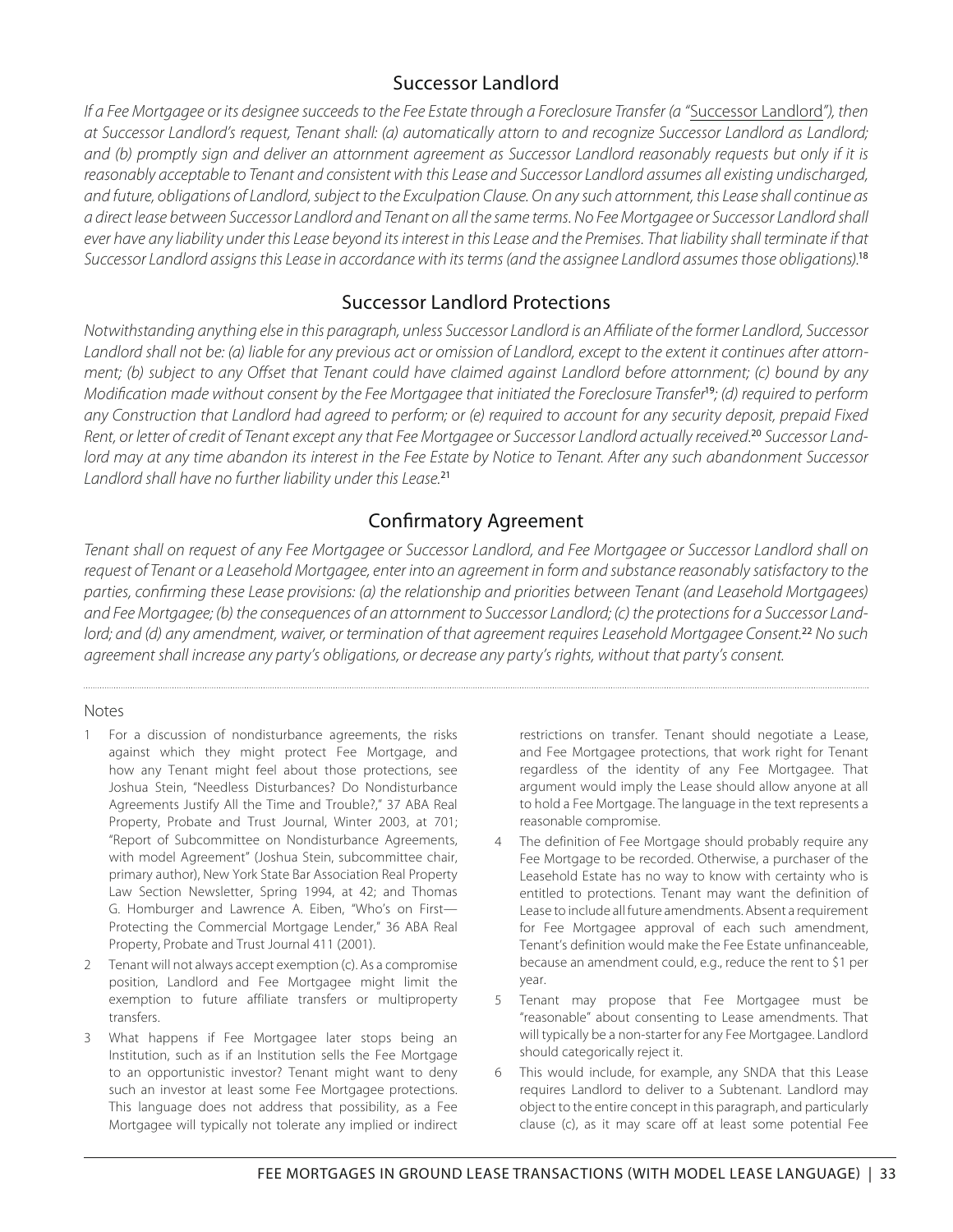## Successor Landlord

*If a Fee Mortgagee or its designee succeeds to the Fee Estate through a Foreclosure Transfer (a "Successor Landlord"), then at Successor Landlord's request, Tenant shall: (a) automatically attorn to and recognize Successor Landlord as Landlord; and (b) promptly sign and deliver an attornment agreement as Successor Landlord reasonably requests but only if it is reasonably acceptable to Tenant and consistent with this Lease and Successor Landlord assumes all existing undischarged, and future, obligations of Landlord, subject to the Exculpation Clause. On any such attornment, this Lease shall continue as a direct lease between Successor Landlord and Tenant on all the same terms. No Fee Mortgagee or Successor Landlord shall ever have any liability under this Lease beyond its interest in this Lease and the Premises. That liability shall terminate if that Successor Landlord assigns this Lease in accordance with its terms (and the assignee Landlord assumes those obligations).*[18]

## Successor Landlord Protections

*Notwithstanding anything else in this paragraph, unless Successor Landlord is an Affiliate of the former Landlord, Successor Landlord shall not be: (a) liable for any previous act or omission of Landlord, except to the extent it continues after attornment; (b) subject to any Offset that Tenant could have claimed against Landlord before attornment; (c) bound by any Modification made without consent by the Fee Mortgagee that initiated the Foreclosure Transfer*[19]*; (d) required to perform any Construction that Landlord had agreed to perform; or (e) required to account for any security deposit, prepaid Fixed Rent, or letter of credit of Tenant except any that Fee Mortgagee or Successor Landlord actually received.*[20] *Successor Landlord may at any time abandon its interest in the Fee Estate by Notice to Tenant. After any such abandonment Successor Landlord shall have no further liability under this Lease.*[21]

## Confirmatory Agreement

*Tenant shall on request of any Fee Mortgagee or Successor Landlord, and Fee Mortgagee or Successor Landlord shall on request of Tenant or a Leasehold Mortgagee, enter into an agreement in form and substance reasonably satisfactory to the parties, confirming these Lease provisions: (a) the relationship and priorities between Tenant (and Leasehold Mortgagees) and Fee Mortgagee; (b) the consequences of an attornment to Successor Landlord; (c) the protections for a Successor Landlord; and (d) any amendment, waiver, or termination of that agreement requires Leasehold Mortgagee Consent.*[22] *No such agreement shall increase any party's obligations, or decrease any party's rights, without that party's consent.*

---

Notes

1. For a discussion of nondisturbance agreements, the risks against which they might protect Fee Mortgage, and how any Tenant might feel about those protections, see Joshua Stein, "Needless Disturbances? Do Nondisturbance Agreements Justify All the Time and Trouble?," 37 ABA Real Property, Probate and Trust Journal, Winter 2003, at 701; "Report of Subcommittee on Nondisturbance Agreements, with model Agreement" (Joshua Stein, subcommittee chair, primary author), New York State Bar Association Real Property Law Section Newsletter, Spring 1994, at 42; and Thomas G. Homburger and Lawrence A. Eiben, "Who's on First—Protecting the Commercial Mortgage Lender," 36 ABA Real Property, Probate and Trust Journal 411 (2001).
2. Tenant will not always accept exemption (c). As a compromise position, Landlord and Fee Mortgagee might limit the exemption to future affiliate transfers or multiproperty transfers.
3. What happens if Fee Mortgagee later stops being an Institution, such as if an Institution sells the Fee Mortgage to an opportunistic investor? Tenant might want to deny such an investor at least some Fee Mortgagee protections. This language does not address that possibility, as a Fee Mortgagee will typically not tolerate any implied or indirect restrictions on transfer. Tenant should negotiate a Lease, and Fee Mortgagee protections, that work right for Tenant regardless of the identity of any Fee Mortgagee. That argument would imply the Lease should allow anyone at all to hold a Fee Mortgage. The language in the text represents a reasonable compromise.
4. The definition of Fee Mortgage should probably require any Fee Mortgage to be recorded. Otherwise, a purchaser of the Leasehold Estate has no way to know with certainty who is entitled to protections. Tenant may want the definition of Lease to include all future amendments. Absent a requirement for Fee Mortgagee approval of each such amendment, Tenant's definition would make the Fee Estate unfinanceable, because an amendment could, e.g., reduce the rent to $1 per year.
5. Tenant may propose that Fee Mortgagee must be "reasonable" about consenting to Lease amendments. That will typically be a non-starter for any Fee Mortgagee. Landlord should categorically reject it.
6. This would include, for example, any SNDA that this Lease requires Landlord to deliver to a Subtenant. Landlord may object to the entire concept in this paragraph, and particularly clause (c), as it may scare off at least some potential Fee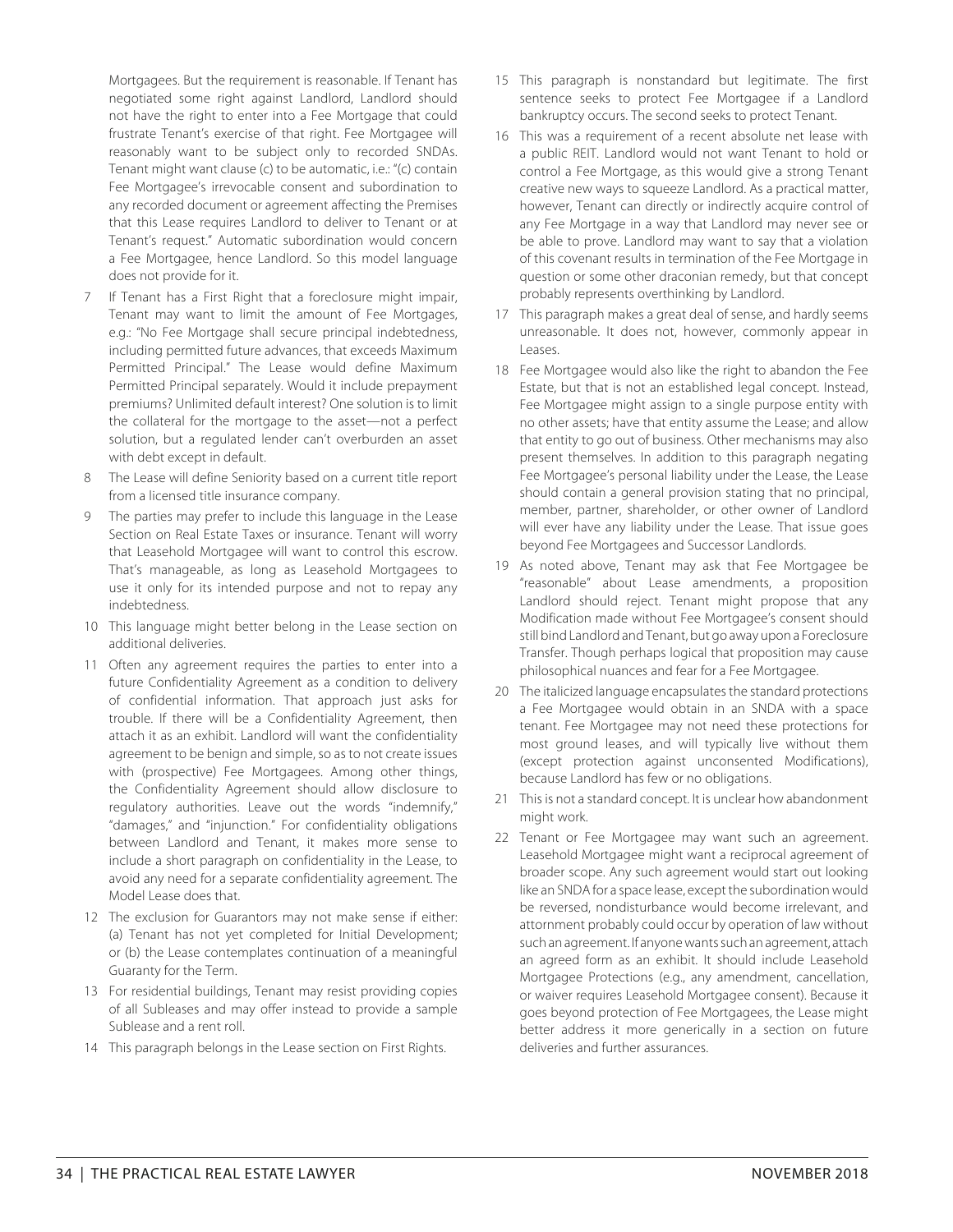Mortgagees. But the requirement is reasonable. If Tenant has negotiated some right against Landlord, Landlord should not have the right to enter into a Fee Mortgage that could frustrate Tenant's exercise of that right. Fee Mortgagee will reasonably want to be subject only to recorded SNDAs. Tenant might want clause (c) to be automatic, i.e.: "(c) contain Fee Mortgagee's irrevocable consent and subordination to any recorded document or agreement affecting the Premises that this Lease requires Landlord to deliver to Tenant or at Tenant's request." Automatic subordination would concern a Fee Mortgagee, hence Landlord. So this model language does not provide for it.

7 If Tenant has a First Right that a foreclosure might impair, Tenant may want to limit the amount of Fee Mortgages, e.g.: "No Fee Mortgage shall secure principal indebtedness, including permitted future advances, that exceeds Maximum Permitted Principal." The Lease would define Maximum Permitted Principal separately. Would it include prepayment premiums? Unlimited default interest? One solution is to limit the collateral for the mortgage to the asset—not a perfect solution, but a regulated lender can't overburden an asset with debt except in default.

8 The Lease will define Seniority based on a current title report from a licensed title insurance company.

9 The parties may prefer to include this language in the Lease Section on Real Estate Taxes or insurance. Tenant will worry that Leasehold Mortgagee will want to control this escrow. That's manageable, as long as Leasehold Mortgagees to use it only for its intended purpose and not to repay any indebtedness.

10 This language might better belong in the Lease section on additional deliveries.

11 Often any agreement requires the parties to enter into a future Confidentiality Agreement as a condition to delivery of confidential information. That approach just asks for trouble. If there will be a Confidentiality Agreement, then attach it as an exhibit. Landlord will want the confidentiality agreement to be benign and simple, so as to not create issues with (prospective) Fee Mortgagees. Among other things, the Confidentiality Agreement should allow disclosure to regulatory authorities. Leave out the words "indemnify," "damages," and "injunction." For confidentiality obligations between Landlord and Tenant, it makes more sense to include a short paragraph on confidentiality in the Lease, to avoid any need for a separate confidentiality agreement. The Model Lease does that.

12 The exclusion for Guarantors may not make sense if either: (a) Tenant has not yet completed for Initial Development; or (b) the Lease contemplates continuation of a meaningful Guaranty for the Term.

13 For residential buildings, Tenant may resist providing copies of all Subleases and may offer instead to provide a sample Sublease and a rent roll.

14 This paragraph belongs in the Lease section on First Rights.

15 This paragraph is nonstandard but legitimate. The first sentence seeks to protect Fee Mortgagee if a Landlord bankruptcy occurs. The second seeks to protect Tenant.

16 This was a requirement of a recent absolute net lease with a public REIT. Landlord would not want Tenant to hold or control a Fee Mortgage, as this would give a strong Tenant creative new ways to squeeze Landlord. As a practical matter, however, Tenant can directly or indirectly acquire control of any Fee Mortgage in a way that Landlord may never see or be able to prove. Landlord may want to say that a violation of this covenant results in termination of the Fee Mortgage in question or some other draconian remedy, but that concept probably represents overthinking by Landlord.

17 This paragraph makes a great deal of sense, and hardly seems unreasonable. It does not, however, commonly appear in Leases.

18 Fee Mortgagee would also like the right to abandon the Fee Estate, but that is not an established legal concept. Instead, Fee Mortgagee might assign to a single purpose entity with no other assets; have that entity assume the Lease; and allow that entity to go out of business. Other mechanisms may also present themselves. In addition to this paragraph negating Fee Mortgagee's personal liability under the Lease, the Lease should contain a general provision stating that no principal, member, partner, shareholder, or other owner of Landlord will ever have any liability under the Lease. That issue goes beyond Fee Mortgagees and Successor Landlords.

19 As noted above, Tenant may ask that Fee Mortgagee be "reasonable" about Lease amendments, a proposition Landlord should reject. Tenant might propose that any Modification made without Fee Mortgagee's consent should still bind Landlord and Tenant, but go away upon a Foreclosure Transfer. Though perhaps logical that proposition may cause philosophical nuances and fear for a Fee Mortgagee.

20 The italicized language encapsulates the standard protections a Fee Mortgagee would obtain in an SNDA with a space tenant. Fee Mortgagee may not need these protections for most ground leases, and will typically live without them (except protection against unconsented Modifications), because Landlord has few or no obligations.

21 This is not a standard concept. It is unclear how abandonment might work.

22 Tenant or Fee Mortgagee may want such an agreement. Leasehold Mortgagee might want a reciprocal agreement of broader scope. Any such agreement would start out looking like an SNDA for a space lease, except the subordination would be reversed, nondisturbance would become irrelevant, and attornment probably could occur by operation of law without such an agreement. If anyone wants such an agreement, attach an agreed form as an exhibit. It should include Leasehold Mortgagee Protections (e.g., any amendment, cancellation, or waiver requires Leasehold Mortgagee consent). Because it goes beyond protection of Fee Mortgagees, the Lease might better address it more generically in a section on future deliveries and further assurances.